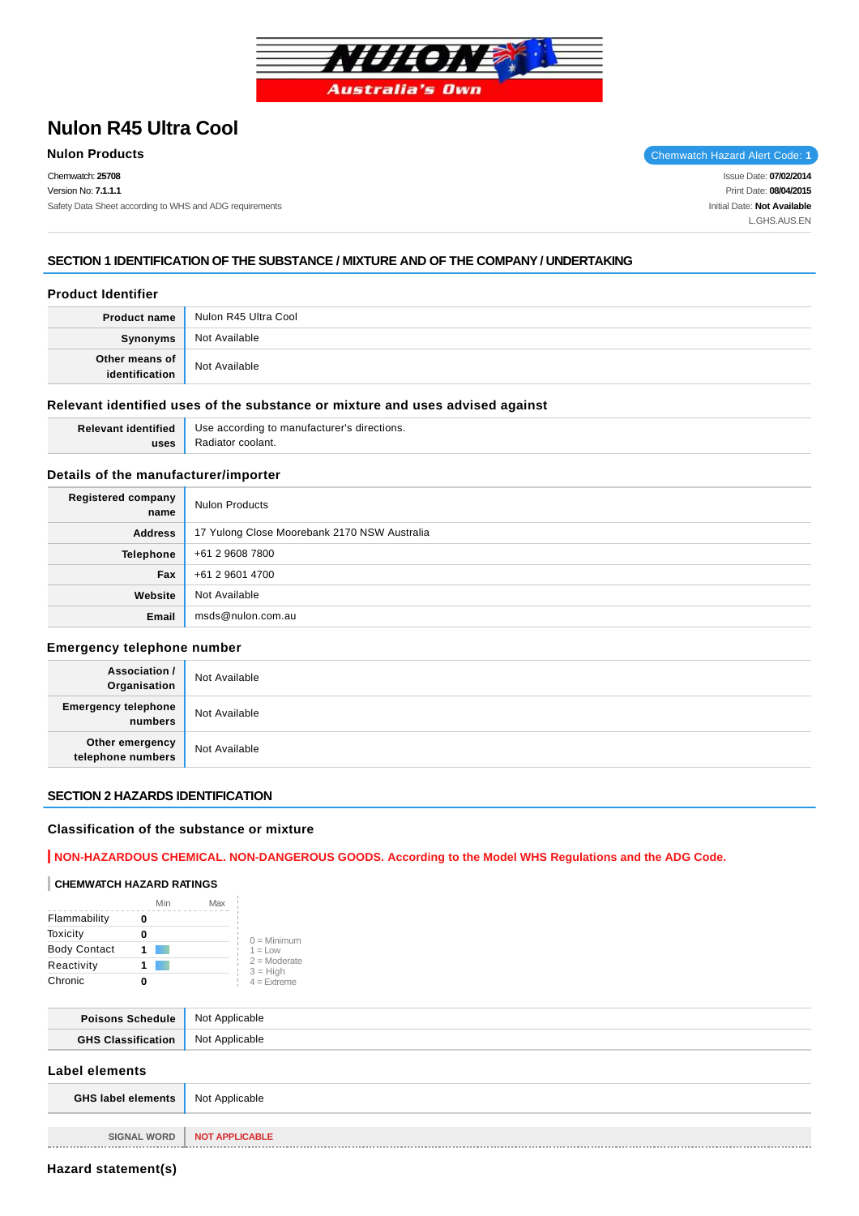NULON Australia's Own

# Nulon R45 Ultra Cool

**Nulon Products**

Chemwatch Hazard Alert Code: **1**

Chemwatch: **25708**
Version No: **7.1.1.1**
Safety Data Sheet according to WHS and ADG requirements

Issue Date: **07/02/2014**
Print Date: **08/04/2015**
Initial Date: **Not Available**
L.GHS.AUS.EN

## SECTION 1 IDENTIFICATION OF THE SUBSTANCE / MIXTURE AND OF THE COMPANY / UNDERTAKING

### Product Identifier

| | |
|---|---|
| **Product name** | Nulon R45 Ultra Cool |
| **Synonyms** | Not Available |
| **Other means of identification** | Not Available |

### Relevant identified uses of the substance or mixture and uses advised against

| | |
|---|---|
| **Relevant identified uses** | Use according to manufacturer's directions.<br>Radiator coolant. |

### Details of the manufacturer/importer

| | |
|---|---|
| **Registered company name** | Nulon Products |
| **Address** | 17 Yulong Close Moorebank 2170 NSW Australia |
| **Telephone** | +61 2 9608 7800 |
| **Fax** | +61 2 9601 4700 |
| **Website** | Not Available |
| **Email** | msds@nulon.com.au |

### Emergency telephone number

| | |
|---|---|
| **Association / Organisation** | Not Available |
| **Emergency telephone numbers** | Not Available |
| **Other emergency telephone numbers** | Not Available |

## SECTION 2 HAZARDS IDENTIFICATION

### Classification of the substance or mixture

**NON-HAZARDOUS CHEMICAL. NON-DANGEROUS GOODS. According to the Model WHS Regulations and the ADG Code.**

**CHEMWATCH HAZARD RATINGS**

| | Min | Max |
|---|---|---|
| Flammability | 0 | |
| Toxicity | 0 | |
| Body Contact | 1 | |
| Reactivity | 1 | |
| Chronic | 0 | |

0 = Minimum
1 = Low
2 = Moderate
3 = High
4 = Extreme

| | |
|---|---|
| **Poisons Schedule** | Not Applicable |
| **GHS Classification** | Not Applicable |

### Label elements

| | |
|---|---|
| **GHS label elements** | Not Applicable |
| **SIGNAL WORD** | **NOT APPLICABLE** |

### Hazard statement(s)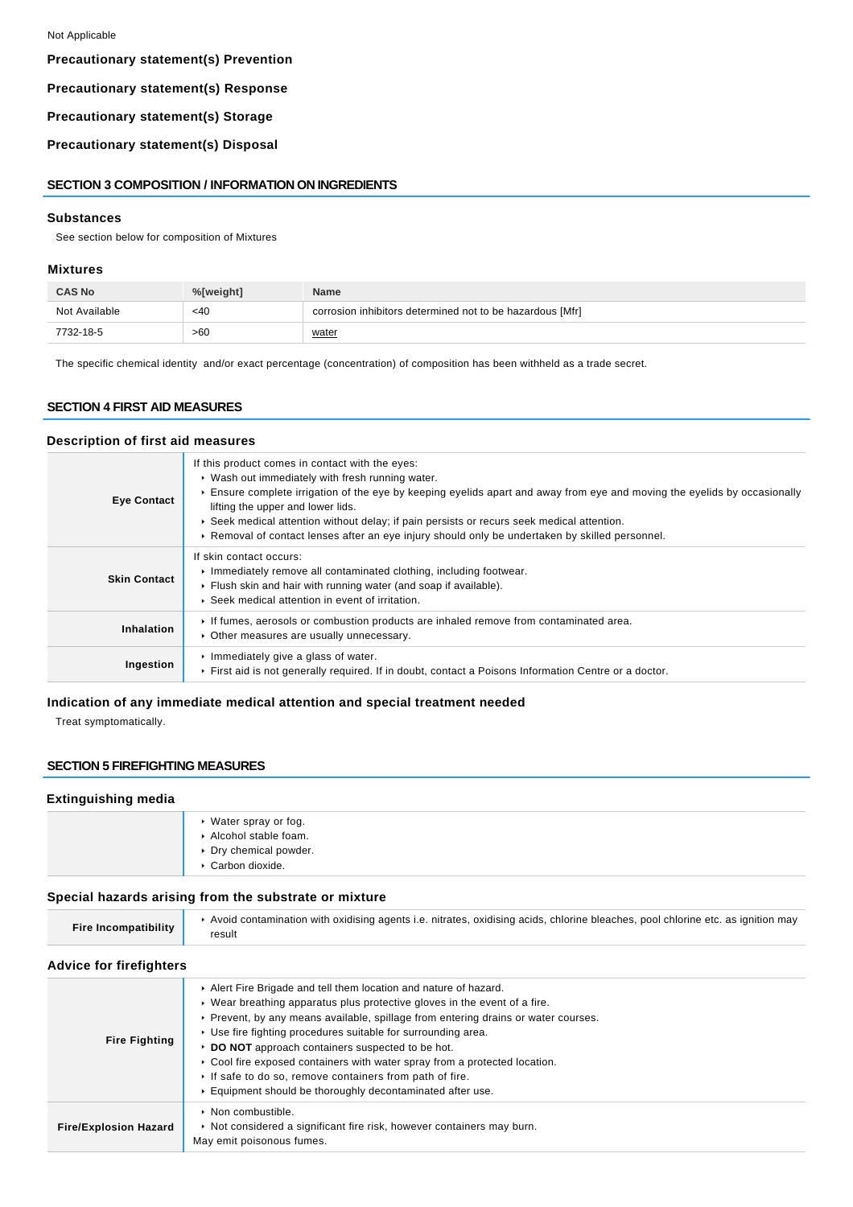Not Applicable

**Precautionary statement(s) Prevention**

**Precautionary statement(s) Response**

**Precautionary statement(s) Storage**

**Precautionary statement(s) Disposal**

## SECTION 3 COMPOSITION / INFORMATION ON INGREDIENTS

### Substances

See section below for composition of Mixtures

### Mixtures

| CAS No | %[weight] | Name |
|---|---|---|
| Not Available | <40 | corrosion inhibitors determined not to be hazardous [Mfr] |
| 7732-18-5 | >60 | water |

The specific chemical identity and/or exact percentage (concentration) of composition has been withheld as a trade secret.

## SECTION 4 FIRST AID MEASURES

### Description of first aid measures

| | |
|---|---|
| **Eye Contact** | If this product comes in contact with the eyes:<br>‣ Wash out immediately with fresh running water.<br>‣ Ensure complete irrigation of the eye by keeping eyelids apart and away from eye and moving the eyelids by occasionally lifting the upper and lower lids.<br>‣ Seek medical attention without delay; if pain persists or recurs seek medical attention.<br>‣ Removal of contact lenses after an eye injury should only be undertaken by skilled personnel. |
| **Skin Contact** | If skin contact occurs:<br>‣ Immediately remove all contaminated clothing, including footwear.<br>‣ Flush skin and hair with running water (and soap if available).<br>‣ Seek medical attention in event of irritation. |
| **Inhalation** | ‣ If fumes, aerosols or combustion products are inhaled remove from contaminated area.<br>‣ Other measures are usually unnecessary. |
| **Ingestion** | ‣ Immediately give a glass of water.<br>‣ First aid is not generally required. If in doubt, contact a Poisons Information Centre or a doctor. |

### Indication of any immediate medical attention and special treatment needed

Treat symptomatically.

## SECTION 5 FIREFIGHTING MEASURES

### Extinguishing media

- Water spray or fog.
- Alcohol stable foam.
- Dry chemical powder.
- Carbon dioxide.

### Special hazards arising from the substrate or mixture

| | |
|---|---|
| **Fire Incompatibility** | ‣ Avoid contamination with oxidising agents i.e. nitrates, oxidising acids, chlorine bleaches, pool chlorine etc. as ignition may result |

### Advice for firefighters

| | |
|---|---|
| **Fire Fighting** | ‣ Alert Fire Brigade and tell them location and nature of hazard.<br>‣ Wear breathing apparatus plus protective gloves in the event of a fire.<br>‣ Prevent, by any means available, spillage from entering drains or water courses.<br>‣ Use fire fighting procedures suitable for surrounding area.<br>‣ **DO NOT** approach containers suspected to be hot.<br>‣ Cool fire exposed containers with water spray from a protected location.<br>‣ If safe to do so, remove containers from path of fire.<br>‣ Equipment should be thoroughly decontaminated after use. |
| **Fire/Explosion Hazard** | ‣ Non combustible.<br>‣ Not considered a significant fire risk, however containers may burn.<br>May emit poisonous fumes. |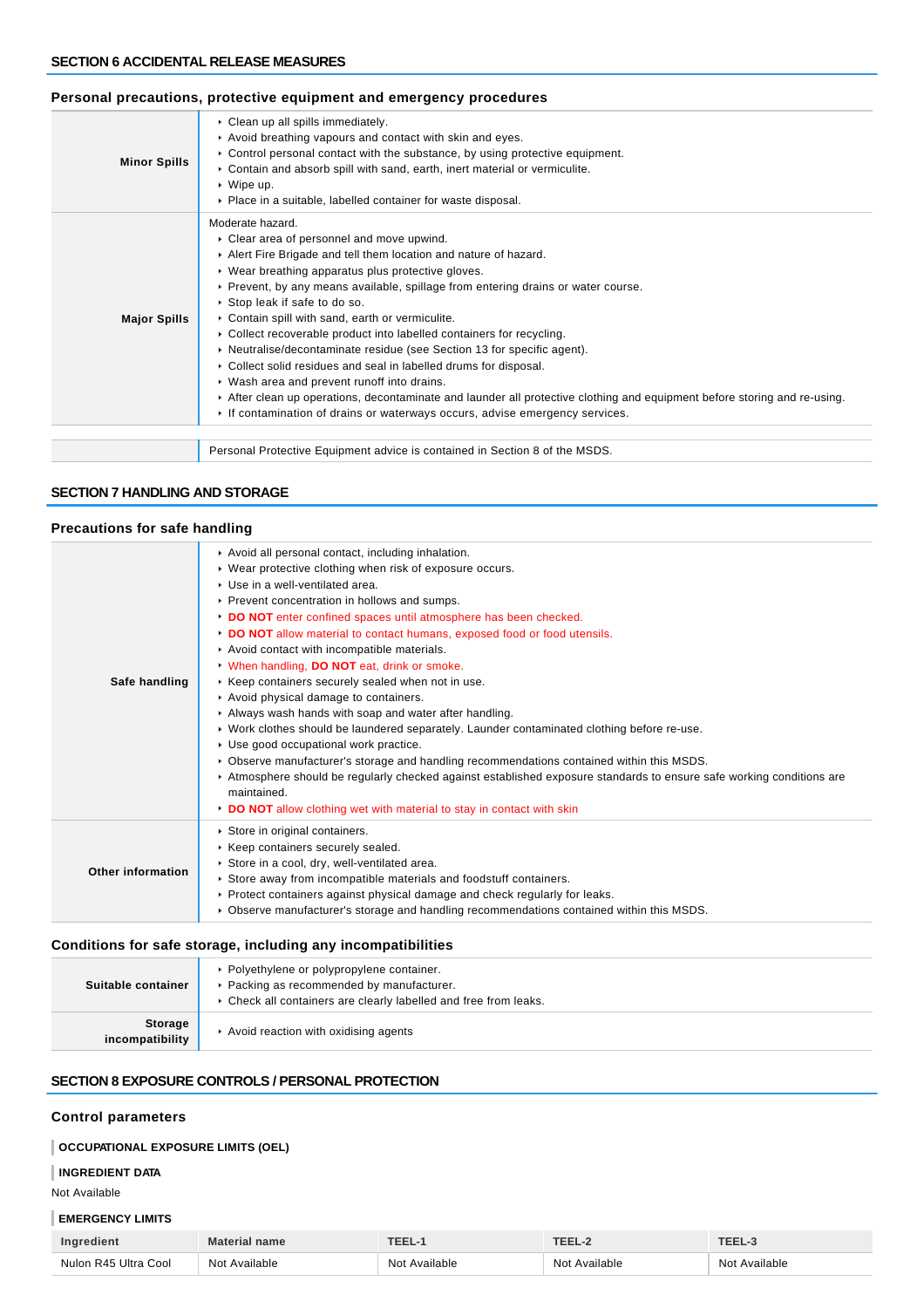## SECTION 6 ACCIDENTAL RELEASE MEASURES

### Personal precautions, protective equipment and emergency procedures

| | |
|---|---|
| **Minor Spills** | • Clean up all spills immediately.<br>• Avoid breathing vapours and contact with skin and eyes.<br>• Control personal contact with the substance, by using protective equipment.<br>• Contain and absorb spill with sand, earth, inert material or vermiculite.<br>• Wipe up.<br>• Place in a suitable, labelled container for waste disposal. |
| **Major Spills** | Moderate hazard.<br>• Clear area of personnel and move upwind.<br>• Alert Fire Brigade and tell them location and nature of hazard.<br>• Wear breathing apparatus plus protective gloves.<br>• Prevent, by any means available, spillage from entering drains or water course.<br>• Stop leak if safe to do so.<br>• Contain spill with sand, earth or vermiculite.<br>• Collect recoverable product into labelled containers for recycling.<br>• Neutralise/decontaminate residue (see Section 13 for specific agent).<br>• Collect solid residues and seal in labelled drums for disposal.<br>• Wash area and prevent runoff into drains.<br>• After clean up operations, decontaminate and launder all protective clothing and equipment before storing and re-using.<br>• If contamination of drains or waterways occurs, advise emergency services. |

| | |
|---|---|
| | Personal Protective Equipment advice is contained in Section 8 of the MSDS. |

## SECTION 7 HANDLING AND STORAGE

### Precautions for safe handling

| | |
|---|---|
| **Safe handling** | • Avoid all personal contact, including inhalation.<br>• Wear protective clothing when risk of exposure occurs.<br>• Use in a well-ventilated area.<br>• Prevent concentration in hollows and sumps.<br>• **DO NOT** enter confined spaces until atmosphere has been checked.<br>• **DO NOT** allow material to contact humans, exposed food or food utensils.<br>• Avoid contact with incompatible materials.<br>• When handling, **DO NOT** eat, drink or smoke.<br>• Keep containers securely sealed when not in use.<br>• Avoid physical damage to containers.<br>• Always wash hands with soap and water after handling.<br>• Work clothes should be laundered separately. Launder contaminated clothing before re-use.<br>• Use good occupational work practice.<br>• Observe manufacturer's storage and handling recommendations contained within this MSDS.<br>• Atmosphere should be regularly checked against established exposure standards to ensure safe working conditions are maintained.<br>• **DO NOT** allow clothing wet with material to stay in contact with skin |
| **Other information** | • Store in original containers.<br>• Keep containers securely sealed.<br>• Store in a cool, dry, well-ventilated area.<br>• Store away from incompatible materials and foodstuff containers.<br>• Protect containers against physical damage and check regularly for leaks.<br>• Observe manufacturer's storage and handling recommendations contained within this MSDS. |

### Conditions for safe storage, including any incompatibilities

| | |
|---|---|
| **Suitable container** | • Polyethylene or polypropylene container.<br>• Packing as recommended by manufacturer.<br>• Check all containers are clearly labelled and free from leaks. |
| **Storage incompatibility** | • Avoid reaction with oxidising agents |

## SECTION 8 EXPOSURE CONTROLS / PERSONAL PROTECTION

### Control parameters

**OCCUPATIONAL EXPOSURE LIMITS (OEL)**

**INGREDIENT DATA**

Not Available

**EMERGENCY LIMITS**

| Ingredient | Material name | TEEL-1 | TEEL-2 | TEEL-3 |
|---|---|---|---|---|
| Nulon R45 Ultra Cool | Not Available | Not Available | Not Available | Not Available |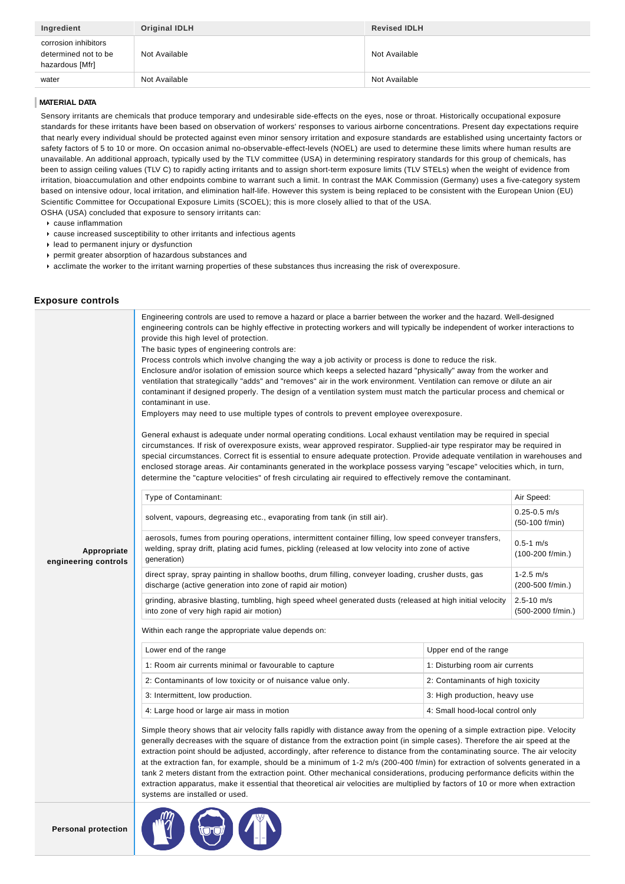| Ingredient | Original IDLH | Revised IDLH |
| --- | --- | --- |
| corrosion inhibitors determined not to be hazardous [Mfr] | Not Available | Not Available |
| water | Not Available | Not Available |

#### MATERIAL DATA

Sensory irritants are chemicals that produce temporary and undesirable side-effects on the eyes, nose or throat. Historically occupational exposure standards for these irritants have been based on observation of workers' responses to various airborne concentrations. Present day expectations require that nearly every individual should be protected against even minor sensory irritation and exposure standards are established using uncertainty factors or safety factors of 5 to 10 or more. On occasion animal no-observable-effect-levels (NOEL) are used to determine these limits where human results are unavailable. An additional approach, typically used by the TLV committee (USA) in determining respiratory standards for this group of chemicals, has been to assign ceiling values (TLV C) to rapidly acting irritants and to assign short-term exposure limits (TLV STELs) when the weight of evidence from irritation, bioaccumulation and other endpoints combine to warrant such a limit. In contrast the MAK Commission (Germany) uses a five-category system based on intensive odour, local irritation, and elimination half-life. However this system is being replaced to be consistent with the European Union (EU) Scientific Committee for Occupational Exposure Limits (SCOEL); this is more closely allied to that of the USA.
OSHA (USA) concluded that exposure to sensory irritants can:

- cause inflammation
- cause increased susceptibility to other irritants and infectious agents
- lead to permanent injury or dysfunction
- permit greater absorption of hazardous substances and
- acclimate the worker to the irritant warning properties of these substances thus increasing the risk of overexposure.

### Exposure controls

**Appropriate engineering controls**

Engineering controls are used to remove a hazard or place a barrier between the worker and the hazard. Well-designed engineering controls can be highly effective in protecting workers and will typically be independent of worker interactions to provide this high level of protection.
The basic types of engineering controls are:
Process controls which involve changing the way a job activity or process is done to reduce the risk.
Enclosure and/or isolation of emission source which keeps a selected hazard "physically" away from the worker and ventilation that strategically "adds" and "removes" air in the work environment. Ventilation can remove or dilute an air contaminant if designed properly. The design of a ventilation system must match the particular process and chemical or contaminant in use.
Employers may need to use multiple types of controls to prevent employee overexposure.

General exhaust is adequate under normal operating conditions. Local exhaust ventilation may be required in special circumstances. If risk of overexposure exists, wear approved respirator. Supplied-air type respirator may be required in special circumstances. Correct fit is essential to ensure adequate protection. Provide adequate ventilation in warehouses and enclosed storage areas. Air contaminants generated in the workplace possess varying "escape" velocities which, in turn, determine the "capture velocities" of fresh circulating air required to effectively remove the contaminant.

| Type of Contaminant: | Air Speed: |
| --- | --- |
| solvent, vapours, degreasing etc., evaporating from tank (in still air). | 0.25-0.5 m/s (50-100 f/min) |
| aerosols, fumes from pouring operations, intermittent container filling, low speed conveyer transfers, welding, spray drift, plating acid fumes, pickling (released at low velocity into zone of active generation) | 0.5-1 m/s (100-200 f/min.) |
| direct spray, spray painting in shallow booths, drum filling, conveyer loading, crusher dusts, gas discharge (active generation into zone of rapid air motion) | 1-2.5 m/s (200-500 f/min.) |
| grinding, abrasive blasting, tumbling, high speed wheel generated dusts (released at high initial velocity into zone of very high rapid air motion) | 2.5-10 m/s (500-2000 f/min.) |

Within each range the appropriate value depends on:

| Lower end of the range | Upper end of the range |
| --- | --- |
| 1: Room air currents minimal or favourable to capture | 1: Disturbing room air currents |
| 2: Contaminants of low toxicity or of nuisance value only. | 2: Contaminants of high toxicity |
| 3: Intermittent, low production. | 3: High production, heavy use |
| 4: Large hood or large air mass in motion | 4: Small hood-local control only |

Simple theory shows that air velocity falls rapidly with distance away from the opening of a simple extraction pipe. Velocity generally decreases with the square of distance from the extraction point (in simple cases). Therefore the air speed at the extraction point should be adjusted, accordingly, after reference to distance from the contaminating source. The air velocity at the extraction fan, for example, should be a minimum of 1-2 m/s (200-400 f/min) for extraction of solvents generated in a tank 2 meters distant from the extraction point. Other mechanical considerations, producing performance deficits within the extraction apparatus, make it essential that theoretical air velocities are multiplied by factors of 10 or more when extraction systems are installed or used.

**Personal protection**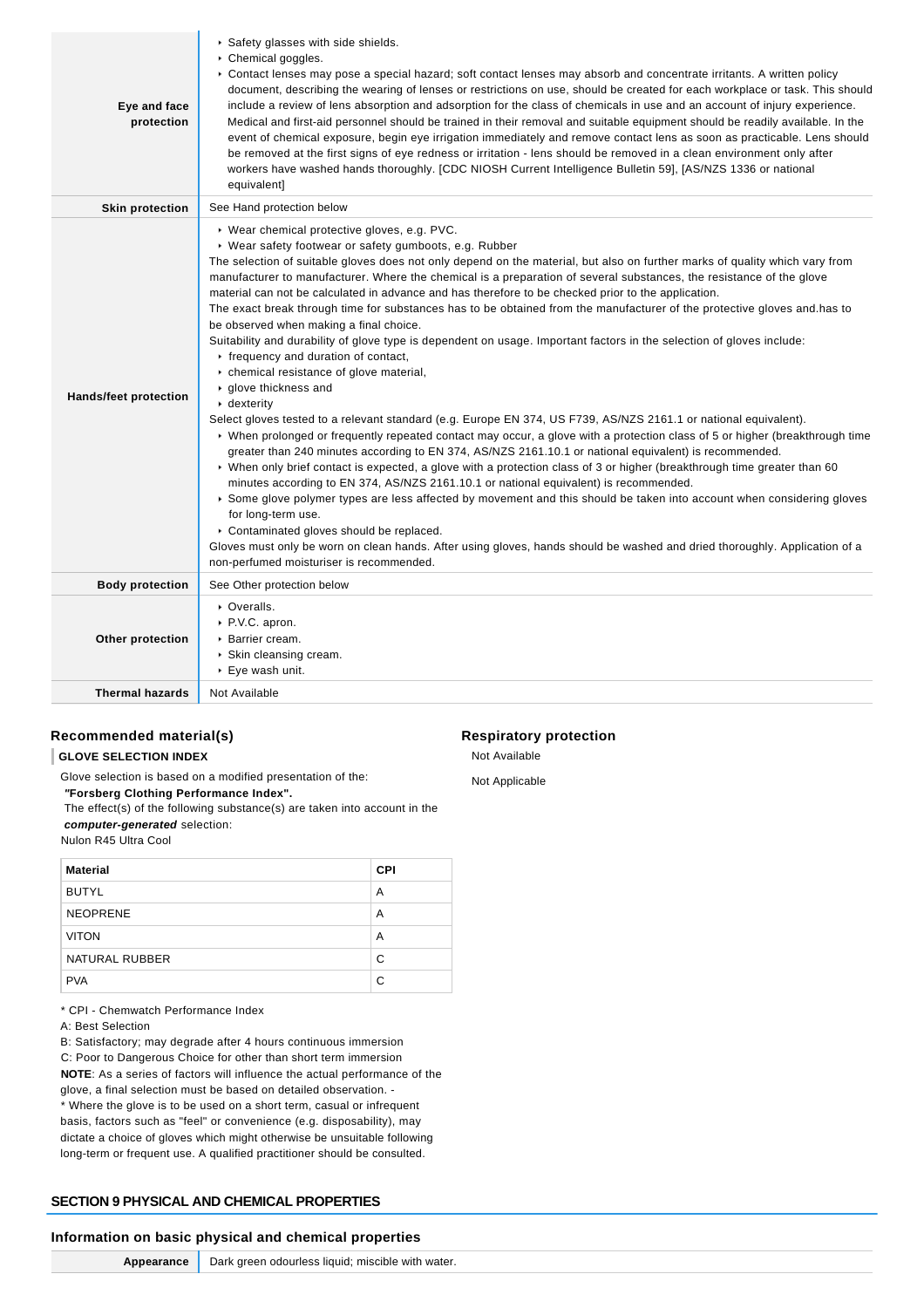| | |
|---|---|
| **Eye and face protection** | ▸ Safety glasses with side shields.<br>▸ Chemical goggles.<br>▸ Contact lenses may pose a special hazard; soft contact lenses may absorb and concentrate irritants. A written policy document, describing the wearing of lenses or restrictions on use, should be created for each workplace or task. This should include a review of lens absorption and adsorption for the class of chemicals in use and an account of injury experience. Medical and first-aid personnel should be trained in their removal and suitable equipment should be readily available. In the event of chemical exposure, begin eye irrigation immediately and remove contact lens as soon as practicable. Lens should be removed at the first signs of eye redness or irritation - lens should be removed in a clean environment only after workers have washed hands thoroughly. [CDC NIOSH Current Intelligence Bulletin 59], [AS/NZS 1336 or national equivalent] |
| **Skin protection** | See Hand protection below |
| **Hands/feet protection** | ▸ Wear chemical protective gloves, e.g. PVC.<br>▸ Wear safety footwear or safety gumboots, e.g. Rubber<br>The selection of suitable gloves does not only depend on the material, but also on further marks of quality which vary from manufacturer to manufacturer. Where the chemical is a preparation of several substances, the resistance of the glove material can not be calculated in advance and has therefore to be checked prior to the application.<br>The exact break through time for substances has to be obtained from the manufacturer of the protective gloves and.has to be observed when making a final choice.<br>Suitability and durability of glove type is dependent on usage. Important factors in the selection of gloves include:<br>▸ frequency and duration of contact,<br>▸ chemical resistance of glove material,<br>▸ glove thickness and<br>▸ dexterity<br>Select gloves tested to a relevant standard (e.g. Europe EN 374, US F739, AS/NZS 2161.1 or national equivalent).<br>▸ When prolonged or frequently repeated contact may occur, a glove with a protection class of 5 or higher (breakthrough time greater than 240 minutes according to EN 374, AS/NZS 2161.10.1 or national equivalent) is recommended.<br>▸ When only brief contact is expected, a glove with a protection class of 3 or higher (breakthrough time greater than 60 minutes according to EN 374, AS/NZS 2161.10.1 or national equivalent) is recommended.<br>▸ Some glove polymer types are less affected by movement and this should be taken into account when considering gloves for long-term use.<br>▸ Contaminated gloves should be replaced.<br>Gloves must only be worn on clean hands. After using gloves, hands should be washed and dried thoroughly. Application of a non-perfumed moisturiser is recommended. |
| **Body protection** | See Other protection below |
| **Other protection** | ▸ Overalls.<br>▸ P.V.C. apron.<br>▸ Barrier cream.<br>▸ Skin cleansing cream.<br>▸ Eye wash unit. |
| **Thermal hazards** | Not Available |

## Recommended material(s)

**GLOVE SELECTION INDEX**

Glove selection is based on a modified presentation of the:
***"Forsberg Clothing Performance Index".***
The effect(s) of the following substance(s) are taken into account in the ***computer-generated*** selection:
Nulon R45 Ultra Cool

| Material | CPI |
|---|---|
| BUTYL | A |
| NEOPRENE | A |
| VITON | A |
| NATURAL RUBBER | C |
| PVA | C |

* CPI - Chemwatch Performance Index
A: Best Selection
B: Satisfactory; may degrade after 4 hours continuous immersion
C: Poor to Dangerous Choice for other than short term immersion
**NOTE**: As a series of factors will influence the actual performance of the glove, a final selection must be based on detailed observation. -
* Where the glove is to be used on a short term, casual or infrequent basis, factors such as "feel" or convenience (e.g. disposability), may dictate a choice of gloves which might otherwise be unsuitable following long-term or frequent use. A qualified practitioner should be consulted.

## Respiratory protection

Not Available

Not Applicable

## SECTION 9 PHYSICAL AND CHEMICAL PROPERTIES

### Information on basic physical and chemical properties

| | |
|---|---|
| **Appearance** | Dark green odourless liquid; miscible with water. |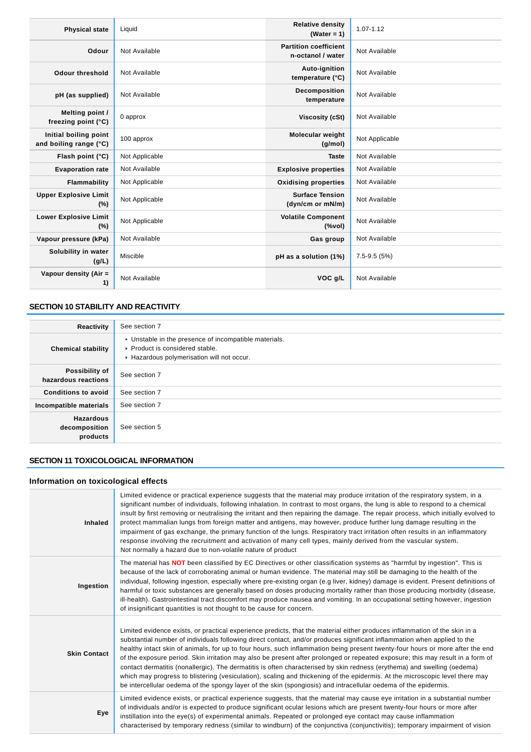| | | | |
|---|---|---|---|
| **Physical state** | Liquid | **Relative density (Water = 1)** | 1.07-1.12 |
| **Odour** | Not Available | **Partition coefficient n-octanol / water** | Not Available |
| **Odour threshold** | Not Available | **Auto-ignition temperature (°C)** | Not Available |
| **pH (as supplied)** | Not Available | **Decomposition temperature** | Not Available |
| **Melting point / freezing point (°C)** | 0 approx | **Viscosity (cSt)** | Not Available |
| **Initial boiling point and boiling range (°C)** | 100 approx | **Molecular weight (g/mol)** | Not Applicable |
| **Flash point (°C)** | Not Applicable | **Taste** | Not Available |
| **Evaporation rate** | Not Available | **Explosive properties** | Not Available |
| **Flammability** | Not Applicable | **Oxidising properties** | Not Available |
| **Upper Explosive Limit (%)** | Not Applicable | **Surface Tension (dyn/cm or mN/m)** | Not Available |
| **Lower Explosive Limit (%)** | Not Applicable | **Volatile Component (%vol)** | Not Available |
| **Vapour pressure (kPa)** | Not Available | **Gas group** | Not Available |
| **Solubility in water (g/L)** | Miscible | **pH as a solution (1%)** | 7.5-9.5 (5%) |
| **Vapour density (Air = 1)** | Not Available | **VOC g/L** | Not Available |

## SECTION 10 STABILITY AND REACTIVITY

| | |
|---|---|
| **Reactivity** | See section 7 |
| **Chemical stability** | ▸ Unstable in the presence of incompatible materials.<br>▸ Product is considered stable.<br>▸ Hazardous polymerisation will not occur. |
| **Possibility of hazardous reactions** | See section 7 |
| **Conditions to avoid** | See section 7 |
| **Incompatible materials** | See section 7 |
| **Hazardous decomposition products** | See section 5 |

## SECTION 11 TOXICOLOGICAL INFORMATION

### Information on toxicological effects

| | |
|---|---|
| **Inhaled** | Limited evidence or practical experience suggests that the material may produce irritation of the respiratory system, in a significant number of individuals, following inhalation. In contrast to most organs, the lung is able to respond to a chemical insult by first removing or neutralising the irritant and then repairing the damage. The repair process, which initially evolved to protect mammalian lungs from foreign matter and antigens, may however, produce further lung damage resulting in the impairment of gas exchange, the primary function of the lungs. Respiratory tract irritation often results in an inflammatory response involving the recruitment and activation of many cell types, mainly derived from the vascular system.<br>Not normally a hazard due to non-volatile nature of product |
| **Ingestion** | The material has **NOT** been classified by EC Directives or other classification systems as "harmful by ingestion". This is because of the lack of corroborating animal or human evidence. The material may still be damaging to the health of the individual, following ingestion, especially where pre-existing organ (e.g liver, kidney) damage is evident. Present definitions of harmful or toxic substances are generally based on doses producing mortality rather than those producing morbidity (disease, ill-health). Gastrointestinal tract discomfort may produce nausea and vomiting. In an occupational setting however, ingestion of insignificant quantities is not thought to be cause for concern. |
| **Skin Contact** | Limited evidence exists, or practical experience predicts, that the material either produces inflammation of the skin in a substantial number of individuals following direct contact, and/or produces significant inflammation when applied to the healthy intact skin of animals, for up to four hours, such inflammation being present twenty-four hours or more after the end of the exposure period. Skin irritation may also be present after prolonged or repeated exposure; this may result in a form of contact dermatitis (nonallergic). The dermatitis is often characterised by skin redness (erythema) and swelling (oedema) which may progress to blistering (vesiculation), scaling and thickening of the epidermis. At the microscopic level there may be intercellular oedema of the spongy layer of the skin (spongiosis) and intracellular oedema of the epidermis. |
| **Eye** | Limited evidence exists, or practical experience suggests, that the material may cause eye irritation in a substantial number of individuals and/or is expected to produce significant ocular lesions which are present twenty-four hours or more after instillation into the eye(s) of experimental animals. Repeated or prolonged eye contact may cause inflammation characterised by temporary redness (similar to windburn) of the conjunctiva (conjunctivitis); temporary impairment of vision |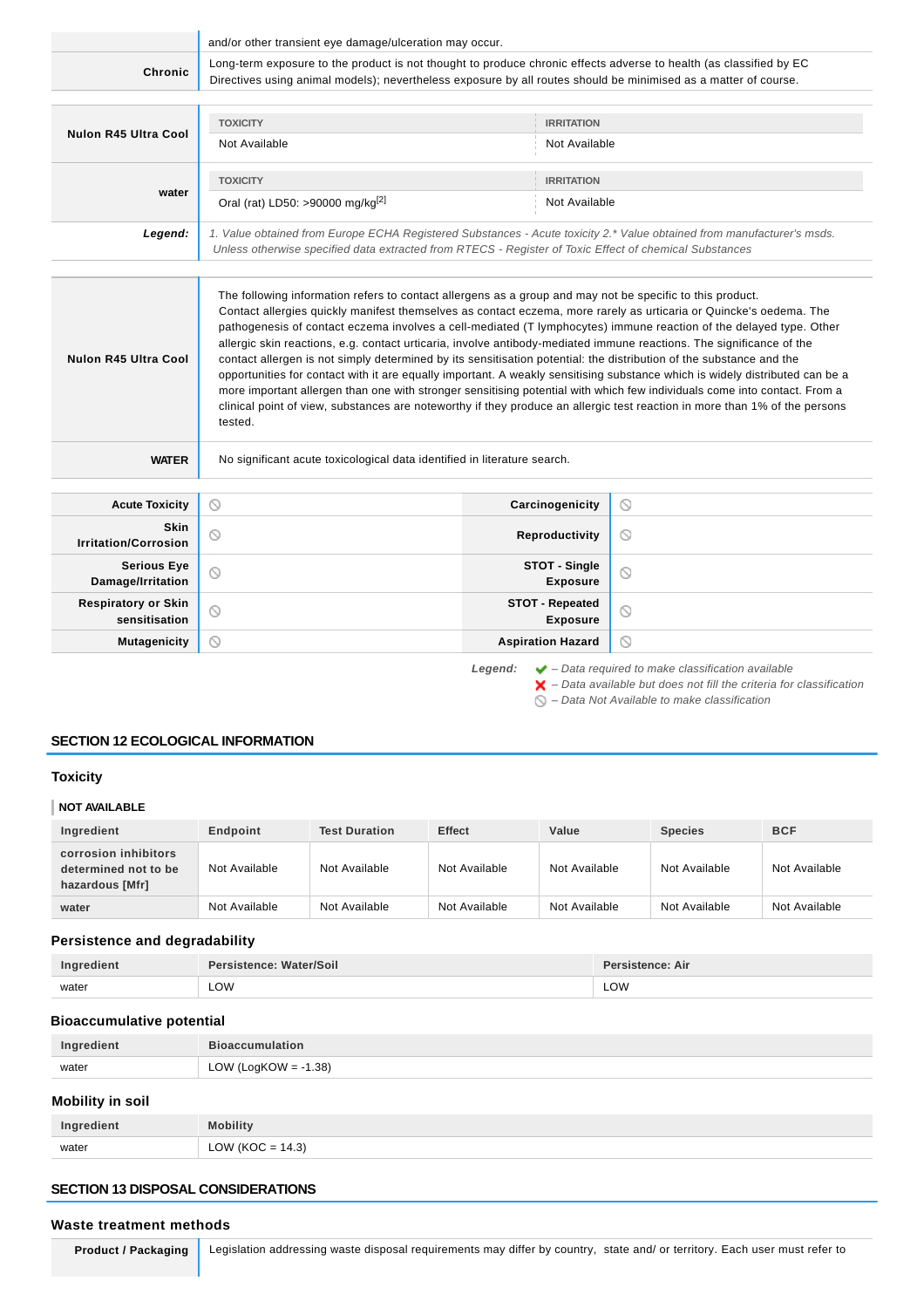| | |
|---|---|
| | and/or other transient eye damage/ulceration may occur. |
| **Chronic** | Long-term exposure to the product is not thought to produce chronic effects adverse to health (as classified by EC Directives using animal models); nevertheless exposure by all routes should be minimised as a matter of course. |

| | TOXICITY | IRRITATION |
|---|---|---|
| **Nulon R45 Ultra Cool** | Not Available | Not Available |
| | **TOXICITY** | **IRRITATION** |
| **water** | Oral (rat) LD50: >90000 mg/kg[2] | Not Available |
| ***Legend:*** | *1. Value obtained from Europe ECHA Registered Substances - Acute toxicity 2.\* Value obtained from manufacturer's msds. Unless otherwise specified data extracted from RTECS - Register of Toxic Effect of chemical Substances* | |

| | |
|---|---|
| **Nulon R45 Ultra Cool** | The following information refers to contact allergens as a group and may not be specific to this product. Contact allergies quickly manifest themselves as contact eczema, more rarely as urticaria or Quincke's oedema. The pathogenesis of contact eczema involves a cell-mediated (T lymphocytes) immune reaction of the delayed type. Other allergic skin reactions, e.g. contact urticaria, involve antibody-mediated immune reactions. The significance of the contact allergen is not simply determined by its sensitisation potential: the distribution of the substance and the opportunities for contact with it are equally important. A weakly sensitising substance which is widely distributed can be a more important allergen than one with stronger sensitising potential with which few individuals come into contact. From a clinical point of view, substances are noteworthy if they produce an allergic test reaction in more than 1% of the persons tested. |
| **WATER** | No significant acute toxicological data identified in literature search. |

| | | | |
|---|---|---|---|
| **Acute Toxicity** | ⃠ | **Carcinogenicity** | ⃠ |
| **Skin Irritation/Corrosion** | ⃠ | **Reproductivity** | ⃠ |
| **Serious Eye Damage/Irritation** | ⃠ | **STOT - Single Exposure** | ⃠ |
| **Respiratory or Skin sensitisation** | ⃠ | **STOT - Repeated Exposure** | ⃠ |
| **Mutagenicity** | ⃠ | **Aspiration Hazard** | ⃠ |

***Legend:***
- ✔ – *Data required to make classification available*
- ✘ – *Data available but does not fill the criteria for classification*
- ⃠ – *Data Not Available to make classification*

## SECTION 12 ECOLOGICAL INFORMATION

### Toxicity

**NOT AVAILABLE**

| Ingredient | Endpoint | Test Duration | Effect | Value | Species | BCF |
|---|---|---|---|---|---|---|
| corrosion inhibitors determined not to be hazardous [Mfr] | Not Available | Not Available | Not Available | Not Available | Not Available | Not Available |
| water | Not Available | Not Available | Not Available | Not Available | Not Available | Not Available |

### Persistence and degradability

| Ingredient | Persistence: Water/Soil | Persistence: Air |
|---|---|---|
| water | LOW | LOW |

### Bioaccumulative potential

| Ingredient | Bioaccumulation |
|---|---|
| water | LOW (LogKOW = -1.38) |

### Mobility in soil

| Ingredient | Mobility |
|---|---|
| water | LOW (KOC = 14.3) |

## SECTION 13 DISPOSAL CONSIDERATIONS

### Waste treatment methods

| | |
|---|---|
| **Product / Packaging** | Legislation addressing waste disposal requirements may differ by country, state and/ or territory. Each user must refer to |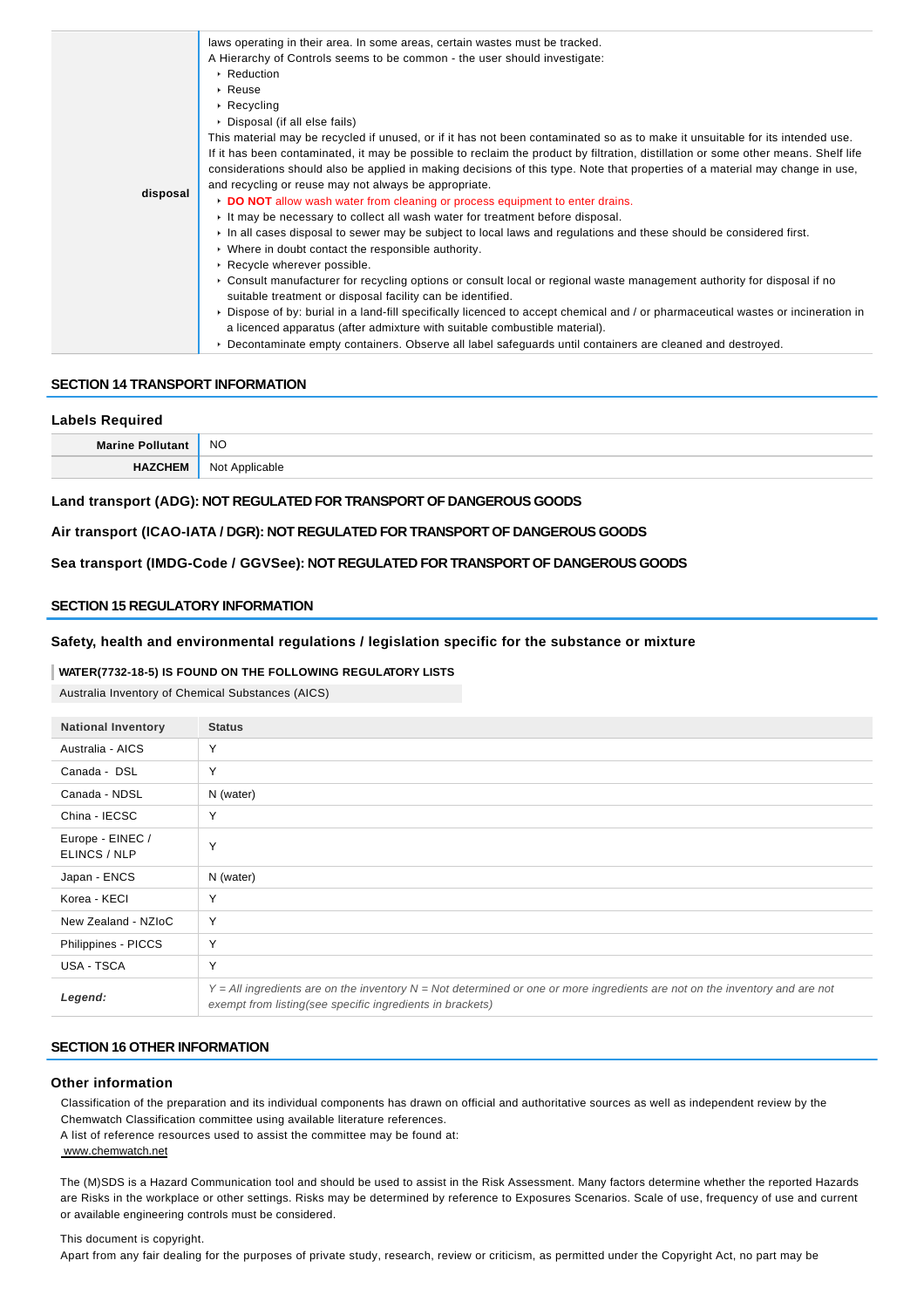| | |
|---|---|
| **disposal** | laws operating in their area. In some areas, certain wastes must be tracked.<br>A Hierarchy of Controls seems to be common - the user should investigate:<br>‣ Reduction<br>‣ Reuse<br>‣ Recycling<br>‣ Disposal (if all else fails)<br>This material may be recycled if unused, or if it has not been contaminated so as to make it unsuitable for its intended use. If it has been contaminated, it may be possible to reclaim the product by filtration, distillation or some other means. Shelf life considerations should also be applied in making decisions of this type. Note that properties of a material may change in use, and recycling or reuse may not always be appropriate.<br>‣ **DO NOT** allow wash water from cleaning or process equipment to enter drains.<br>‣ It may be necessary to collect all wash water for treatment before disposal.<br>‣ In all cases disposal to sewer may be subject to local laws and regulations and these should be considered first.<br>‣ Where in doubt contact the responsible authority.<br>‣ Recycle wherever possible.<br>‣ Consult manufacturer for recycling options or consult local or regional waste management authority for disposal if no suitable treatment or disposal facility can be identified.<br>‣ Dispose of by: burial in a land-fill specifically licenced to accept chemical and / or pharmaceutical wastes or incineration in a licenced apparatus (after admixture with suitable combustible material).<br>‣ Decontaminate empty containers. Observe all label safeguards until containers are cleaned and destroyed. |

## SECTION 14 TRANSPORT INFORMATION

### Labels Required

| | |
|---|---|
| **Marine Pollutant** | NO |
| **HAZCHEM** | Not Applicable |

**Land transport (ADG): NOT REGULATED FOR TRANSPORT OF DANGEROUS GOODS**

**Air transport (ICAO-IATA / DGR): NOT REGULATED FOR TRANSPORT OF DANGEROUS GOODS**

**Sea transport (IMDG-Code / GGVSee): NOT REGULATED FOR TRANSPORT OF DANGEROUS GOODS**

## SECTION 15 REGULATORY INFORMATION

### Safety, health and environmental regulations / legislation specific for the substance or mixture

**WATER(7732-18-5) IS FOUND ON THE FOLLOWING REGULATORY LISTS**

Australia Inventory of Chemical Substances (AICS)

| National Inventory | Status |
|---|---|
| Australia - AICS | Y |
| Canada - DSL | Y |
| Canada - NDSL | N (water) |
| China - IECSC | Y |
| Europe - EINEC / ELINCS / NLP | Y |
| Japan - ENCS | N (water) |
| Korea - KECI | Y |
| New Zealand - NZIoC | Y |
| Philippines - PICCS | Y |
| USA - TSCA | Y |
| ***Legend:*** | *Y = All ingredients are on the inventory N = Not determined or one or more ingredients are not on the inventory and are not exempt from listing(see specific ingredients in brackets)* |

## SECTION 16 OTHER INFORMATION

### Other information

Classification of the preparation and its individual components has drawn on official and authoritative sources as well as independent review by the Chemwatch Classification committee using available literature references.
A list of reference resources used to assist the committee may be found at:
www.chemwatch.net

The (M)SDS is a Hazard Communication tool and should be used to assist in the Risk Assessment. Many factors determine whether the reported Hazards are Risks in the workplace or other settings. Risks may be determined by reference to Exposures Scenarios. Scale of use, frequency of use and current or available engineering controls must be considered.

This document is copyright.
Apart from any fair dealing for the purposes of private study, research, review or criticism, as permitted under the Copyright Act, no part may be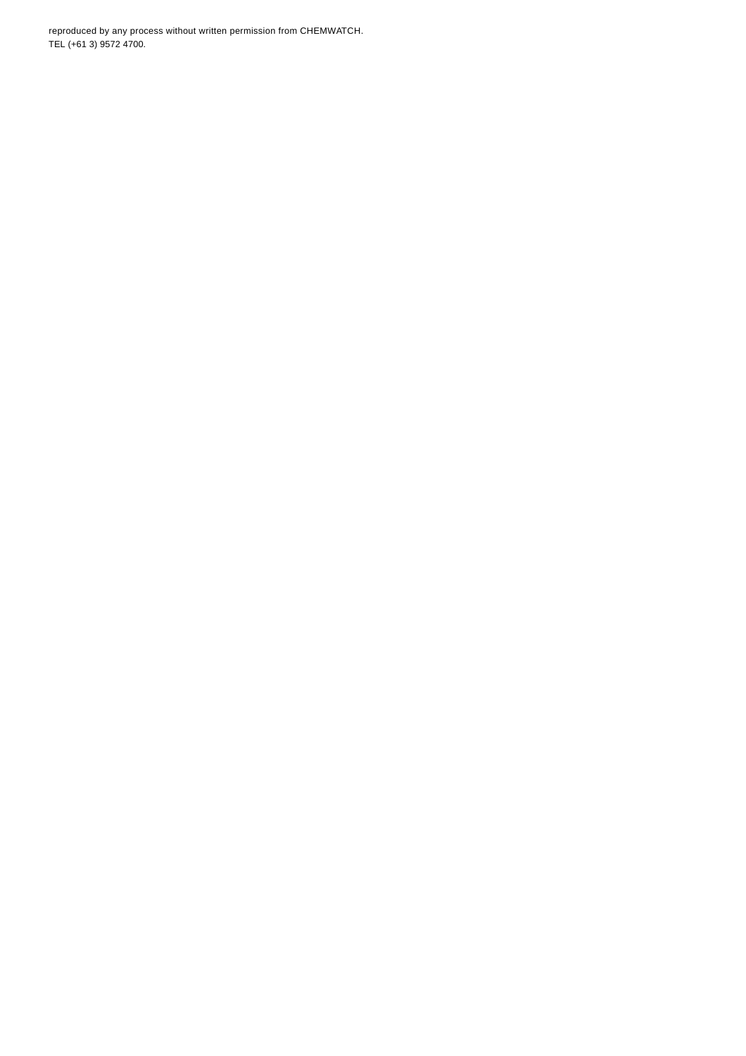reproduced by any process without written permission from CHEMWATCH.
TEL (+61 3) 9572 4700.